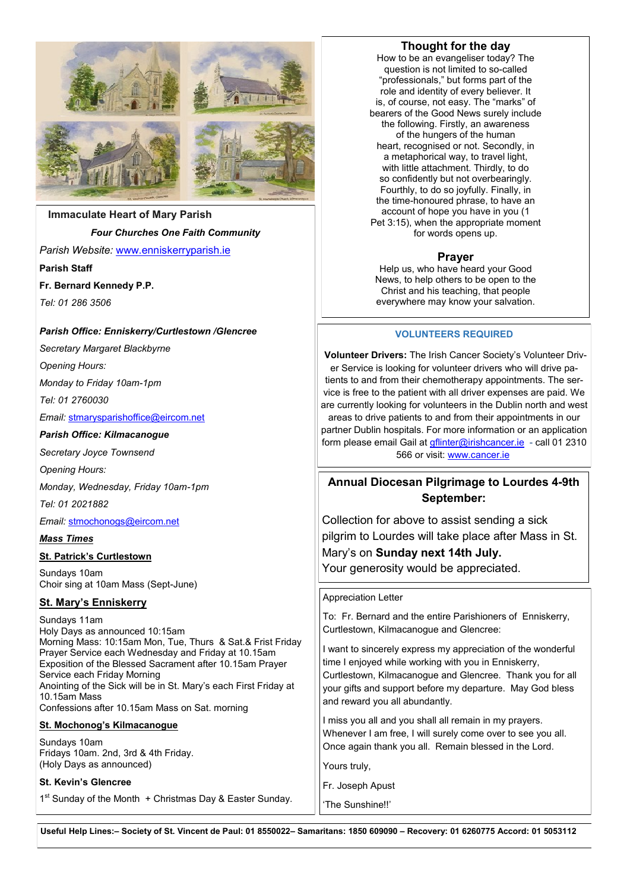## Immaculate Heart of Mary Parish

***Four Churches One Faith Community***

*Parish Website:* www.enniskerryparish.ie

**Parish Staff**

**Fr. Bernard Kennedy P.P.**

*Tel: 01 286 3506*

***Parish Office: Enniskerry/Curtlestown /Glencree***

*Secretary Margaret Blackbyrne*

*Opening Hours:*

*Monday to Friday 10am-1pm*

*Tel: 01 2760030*

*Email:* stmarysparishoffice@eircom.net

***Parish Office: Kilmacanogue***

*Secretary Joyce Townsend*

*Opening Hours:*

*Monday, Wednesday, Friday 10am-1pm*

*Tel: 01 2021882*

*Email:* stmochonogs@eircom.net

***Mass Times***

**St. Patrick's Curtlestown**

Sundays 10am
Choir sing at 10am Mass (Sept-June)

**St. Mary's Enniskerry**

Sundays 11am
Holy Days as announced 10:15am
Morning Mass: 10:15am Mon, Tue, Thurs & Sat.& Frist Friday
Prayer Service each Wednesday and Friday at 10.15am
Exposition of the Blessed Sacrament after 10.15am Prayer Service each Friday Morning
Anointing of the Sick will be in St. Mary's each First Friday at 10.15am Mass
Confessions after 10.15am Mass on Sat. morning

**St. Mochonog's Kilmacanogue**

Sundays 10am
Fridays 10am. 2nd, 3rd & 4th Friday.
(Holy Days as announced)

**St. Kevin's Glencree**

1st Sunday of the Month + Christmas Day & Easter Sunday.

## Thought for the day

How to be an evangeliser today? The question is not limited to so-called "professionals," but forms part of the role and identity of every believer. It is, of course, not easy. The "marks" of bearers of the Good News surely include the following. Firstly, an awareness of the hungers of the human heart, recognised or not. Secondly, in a metaphorical way, to travel light, with little attachment. Thirdly, to do so confidently but not overbearingly. Fourthly, to do so joyfully. Finally, in the time-honoured phrase, to have an account of hope you have in you (1 Pet 3:15), when the appropriate moment for words opens up.

## Prayer

Help us, who have heard your Good News, to help others to be open to the Christ and his teaching, that people everywhere may know your salvation.

### VOLUNTEERS REQUIRED

**Volunteer Drivers:** The Irish Cancer Society's Volunteer Driver Service is looking for volunteer drivers who will drive patients to and from their chemotherapy appointments. The service is free to the patient with all driver expenses are paid. We are currently looking for volunteers in the Dublin north and west areas to drive patients to and from their appointments in our partner Dublin hospitals. For more information or an application form please email Gail at gflinter@irishcancer.ie - call 01 2310 566 or visit: www.cancer.ie

### Annual Diocesan Pilgrimage to Lourdes 4-9th September:

Collection for above to assist sending a sick pilgrim to Lourdes will take place after Mass in St. Mary's on **Sunday next 14th July.**
Your generosity would be appreciated.

Appreciation Letter

To: Fr. Bernard and the entire Parishioners of Enniskerry, Curtlestown, Kilmacanogue and Glencree:

I want to sincerely express my appreciation of the wonderful time I enjoyed while working with you in Enniskerry, Curtlestown, Kilmacanogue and Glencree. Thank you for all your gifts and support before my departure. May God bless and reward you all abundantly.

I miss you all and you shall all remain in my prayers. Whenever I am free, I will surely come over to see you all. Once again thank you all. Remain blessed in the Lord.

Yours truly,

Fr. Joseph Apust

'The Sunshine!!'

**Useful Help Lines:– Society of St. Vincent de Paul: 01 8550022– Samaritans: 1850 609090 – Recovery: 01 6260775 Accord: 01 5053112**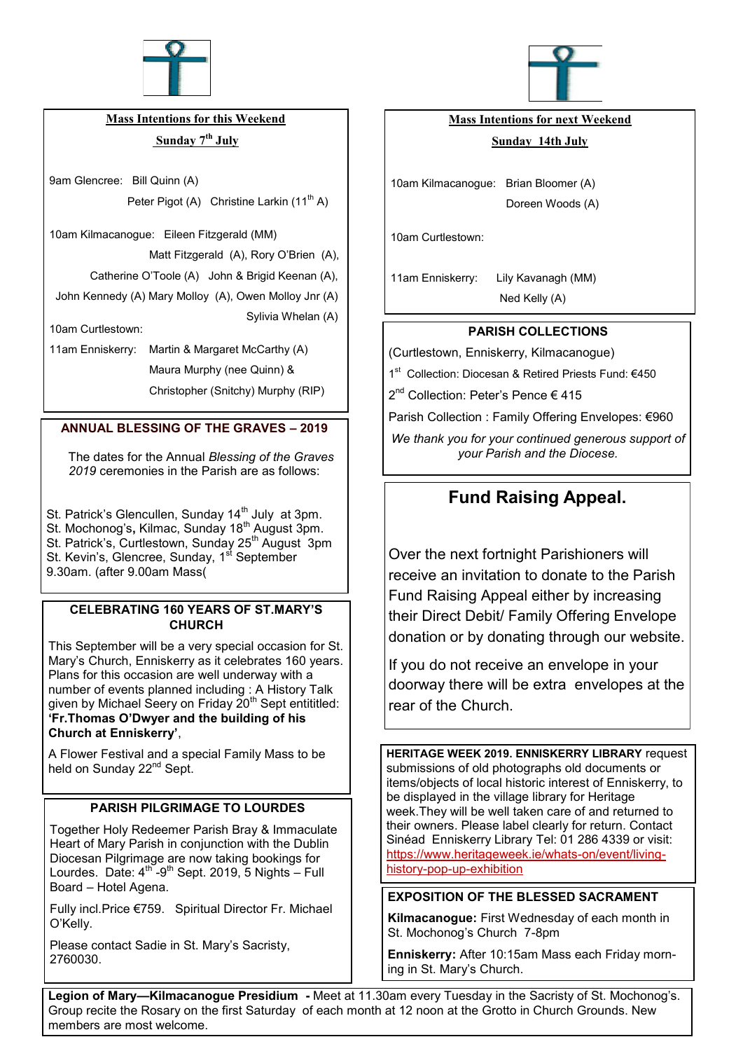## Mass Intentions for this Weekend

**Sunday 7th July**

9am Glencree: Bill Quinn (A)

Peter Pigot (A) Christine Larkin (11th A)

10am Kilmacanogue: Eileen Fitzgerald (MM)

Matt Fitzgerald (A), Rory O'Brien (A),

Catherine O'Toole (A) John & Brigid Keenan (A),

John Kennedy (A) Mary Molloy (A), Owen Molloy Jnr (A)

Sylivia Whelan (A)

10am Curtlestown:

11am Enniskerry: Martin & Margaret McCarthy (A)

Maura Murphy (nee Quinn) &

Christopher (Snitchy) Murphy (RIP)

## ANNUAL BLESSING OF THE GRAVES – 2019

The dates for the Annual *Blessing of the Graves 2019* ceremonies in the Parish are as follows:

St. Patrick's Glencullen, Sunday 14th July at 3pm.
St. Mochonog's, Kilmac, Sunday 18th August 3pm.
St. Patrick's, Curtlestown, Sunday 25th August 3pm
St. Kevin's, Glencree, Sunday, 1st September
9.30am. (after 9.00am Mass(

## CELEBRATING 160 YEARS OF ST.MARY'S CHURCH

This September will be a very special occasion for St. Mary's Church, Enniskerry as it celebrates 160 years. Plans for this occasion are well underway with a number of events planned including : A History Talk given by Michael Seery on Friday 20th Sept entititled: **'Fr.Thomas O'Dwyer and the building of his Church at Enniskerry'**,

A Flower Festival and a special Family Mass to be held on Sunday 22nd Sept.

## PARISH PILGRIMAGE TO LOURDES

Together Holy Redeemer Parish Bray & Immaculate Heart of Mary Parish in conjunction with the Dublin Diocesan Pilgrimage are now taking bookings for Lourdes. Date: 4th -9th Sept. 2019, 5 Nights – Full Board – Hotel Agena.

Fully incl.Price €759. Spiritual Director Fr. Michael O'Kelly.

Please contact Sadie in St. Mary's Sacristy, 2760030.

## Mass Intentions for next Weekend

**Sunday 14th July**

10am Kilmacanogue: Brian Bloomer (A)

Doreen Woods (A)

10am Curtlestown:

11am Enniskerry: Lily Kavanagh (MM)

Ned Kelly (A)

## PARISH COLLECTIONS

(Curtlestown, Enniskerry, Kilmacanogue)

1st Collection: Diocesan & Retired Priests Fund: €450

2nd Collection: Peter's Pence € 415

Parish Collection : Family Offering Envelopes: €960

*We thank you for your continued generous support of your Parish and the Diocese.*

## Fund Raising Appeal.

Over the next fortnight Parishioners will receive an invitation to donate to the Parish Fund Raising Appeal either by increasing their Direct Debit/ Family Offering Envelope donation or by donating through our website.

If you do not receive an envelope in your doorway there will be extra envelopes at the rear of the Church.

**HERITAGE WEEK 2019. ENNISKERRY LIBRARY** request submissions of old photographs old documents or items/objects of local historic interest of Enniskerry, to be displayed in the village library for Heritage week.They will be well taken care of and returned to their owners. Please label clearly for return. Contact Sinéad Enniskerry Library Tel: 01 286 4339 or visit: https://www.heritageweek.ie/whats-on/event/living-history-pop-up-exhibition

## EXPOSITION OF THE BLESSED SACRAMENT

**Kilmacanogue:** First Wednesday of each month in St. Mochonog's Church 7-8pm

**Enniskerry:** After 10:15am Mass each Friday morning in St. Mary's Church.

**Legion of Mary—Kilmacanogue Presidium -** Meet at 11.30am every Tuesday in the Sacristy of St. Mochonog's. Group recite the Rosary on the first Saturday of each month at 12 noon at the Grotto in Church Grounds. New members are most welcome.